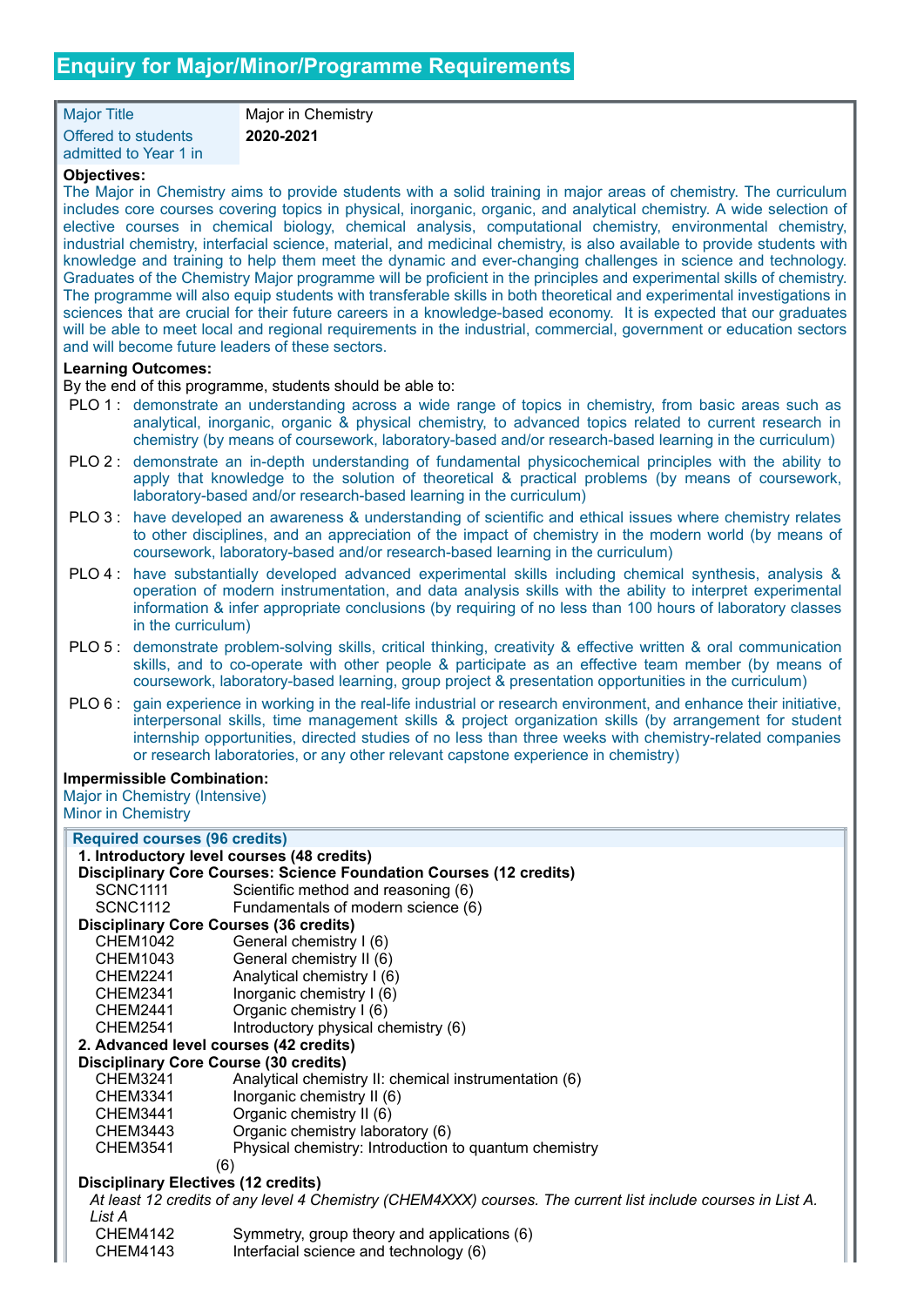# Enquiry for Major/Minor/Programme Requirements

| | |
|---|---|
| Major Title | Major in Chemistry |
| Offered to students admitted to Year 1 in | **2020-2021** |

**Objectives:**

The Major in Chemistry aims to provide students with a solid training in major areas of chemistry. The curriculum includes core courses covering topics in physical, inorganic, organic, and analytical chemistry. A wide selection of elective courses in chemical biology, chemical analysis, computational chemistry, environmental chemistry, industrial chemistry, interfacial science, material, and medicinal chemistry, is also available to provide students with knowledge and training to help them meet the dynamic and ever-changing challenges in science and technology. Graduates of the Chemistry Major programme will be proficient in the principles and experimental skills of chemistry. The programme will also equip students with transferable skills in both theoretical and experimental investigations in sciences that are crucial for their future careers in a knowledge-based economy. It is expected that our graduates will be able to meet local and regional requirements in the industrial, commercial, government or education sectors and will become future leaders of these sectors.

**Learning Outcomes:**

By the end of this programme, students should be able to:

- PLO 1 : demonstrate an understanding across a wide range of topics in chemistry, from basic areas such as analytical, inorganic, organic & physical chemistry, to advanced topics related to current research in chemistry (by means of coursework, laboratory-based and/or research-based learning in the curriculum)
- PLO 2 : demonstrate an in-depth understanding of fundamental physicochemical principles with the ability to apply that knowledge to the solution of theoretical & practical problems (by means of coursework, laboratory-based and/or research-based learning in the curriculum)
- PLO 3 : have developed an awareness & understanding of scientific and ethical issues where chemistry relates to other disciplines, and an appreciation of the impact of chemistry in the modern world (by means of coursework, laboratory-based and/or research-based learning in the curriculum)
- PLO 4 : have substantially developed advanced experimental skills including chemical synthesis, analysis & operation of modern instrumentation, and data analysis skills with the ability to interpret experimental information & infer appropriate conclusions (by requiring of no less than 100 hours of laboratory classes in the curriculum)
- PLO 5 : demonstrate problem-solving skills, critical thinking, creativity & effective written & oral communication skills, and to co-operate with other people & participate as an effective team member (by means of coursework, laboratory-based learning, group project & presentation opportunities in the curriculum)
- PLO 6 : gain experience in working in the real-life industrial or research environment, and enhance their initiative, interpersonal skills, time management skills & project organization skills (by arrangement for student internship opportunities, directed studies of no less than three weeks with chemistry-related companies or research laboratories, or any other relevant capstone experience in chemistry)

**Impermissible Combination:**

Major in Chemistry (Intensive)
Minor in Chemistry

**Required courses (96 credits)**

**1. Introductory level courses (48 credits)**

**Disciplinary Core Courses: Science Foundation Courses (12 credits)**

| | |
|---|---|
| SCNC1111 | Scientific method and reasoning (6) |
| SCNC1112 | Fundamentals of modern science (6) |

**Disciplinary Core Courses (36 credits)**

| | |
|---|---|
| CHEM1042 | General chemistry I (6) |
| CHEM1043 | General chemistry II (6) |
| CHEM2241 | Analytical chemistry I (6) |
| CHEM2341 | Inorganic chemistry I (6) |
| CHEM2441 | Organic chemistry I (6) |
| CHEM2541 | Introductory physical chemistry (6) |

**2. Advanced level courses (42 credits)**

**Disciplinary Core Course (30 credits)**

| | |
|---|---|
| CHEM3241 | Analytical chemistry II: chemical instrumentation (6) |
| CHEM3341 | Inorganic chemistry II (6) |
| CHEM3441 | Organic chemistry II (6) |
| CHEM3443 | Organic chemistry laboratory (6) |
| CHEM3541 | Physical chemistry: Introduction to quantum chemistry (6) |

**Disciplinary Electives (12 credits)**

*At least 12 credits of any level 4 Chemistry (CHEM4XXX) courses. The current list include courses in List A.*

*List A*

| | |
|---|---|
| CHEM4142 | Symmetry, group theory and applications (6) |
| CHEM4143 | Interfacial science and technology (6) |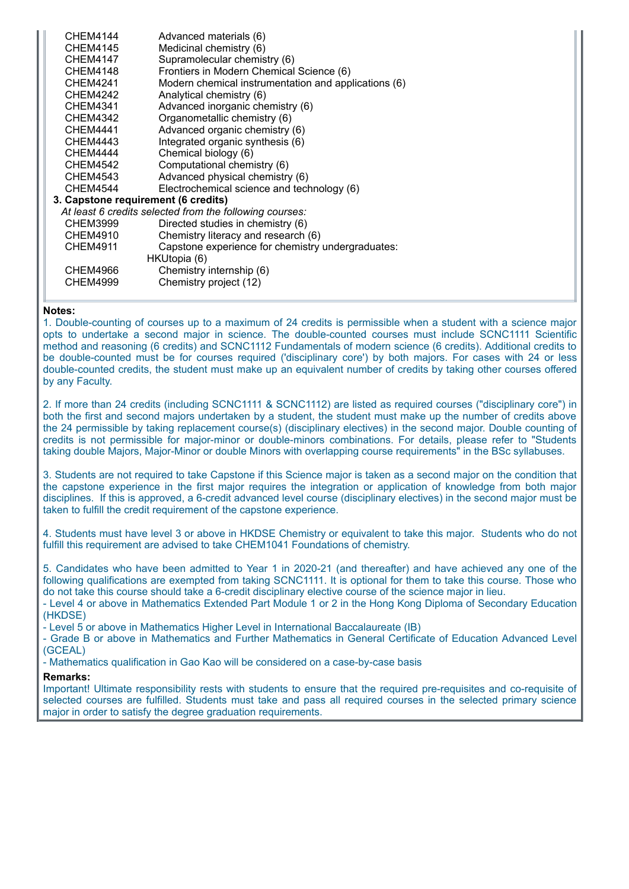| | |
|---|---|
| CHEM4144 | Advanced materials (6) |
| CHEM4145 | Medicinal chemistry (6) |
| CHEM4147 | Supramolecular chemistry (6) |
| CHEM4148 | Frontiers in Modern Chemical Science (6) |
| CHEM4241 | Modern chemical instrumentation and applications (6) |
| CHEM4242 | Analytical chemistry (6) |
| CHEM4341 | Advanced inorganic chemistry (6) |
| CHEM4342 | Organometallic chemistry (6) |
| CHEM4441 | Advanced organic chemistry (6) |
| CHEM4443 | Integrated organic synthesis (6) |
| CHEM4444 | Chemical biology (6) |
| CHEM4542 | Computational chemistry (6) |
| CHEM4543 | Advanced physical chemistry (6) |
| CHEM4544 | Electrochemical science and technology (6) |

**3. Capstone requirement (6 credits)**

*At least 6 credits selected from the following courses:*

| | |
|---|---|
| CHEM3999 | Directed studies in chemistry (6) |
| CHEM4910 | Chemistry literacy and research (6) |
| CHEM4911 | Capstone experience for chemistry undergraduates: HKUtopia (6) |
| CHEM4966 | Chemistry internship (6) |
| CHEM4999 | Chemistry project (12) |

**Notes:**

1. Double-counting of courses up to a maximum of 24 credits is permissible when a student with a science major opts to undertake a second major in science. The double-counted courses must include SCNC1111 Scientific method and reasoning (6 credits) and SCNC1112 Fundamentals of modern science (6 credits). Additional credits to be double-counted must be for courses required ('disciplinary core') by both majors. For cases with 24 or less double-counted credits, the student must make up an equivalent number of credits by taking other courses offered by any Faculty.

2. If more than 24 credits (including SCNC1111 & SCNC1112) are listed as required courses ("disciplinary core") in both the first and second majors undertaken by a student, the student must make up the number of credits above the 24 permissible by taking replacement course(s) (disciplinary electives) in the second major. Double counting of credits is not permissible for major-minor or double-minors combinations. For details, please refer to "Students taking double Majors, Major-Minor or double Minors with overlapping course requirements" in the BSc syllabuses.

3. Students are not required to take Capstone if this Science major is taken as a second major on the condition that the capstone experience in the first major requires the integration or application of knowledge from both major disciplines. If this is approved, a 6-credit advanced level course (disciplinary electives) in the second major must be taken to fulfill the credit requirement of the capstone experience.

4. Students must have level 3 or above in HKDSE Chemistry or equivalent to take this major. Students who do not fulfill this requirement are advised to take CHEM1041 Foundations of chemistry.

5. Candidates who have been admitted to Year 1 in 2020-21 (and thereafter) and have achieved any one of the following qualifications are exempted from taking SCNC1111. It is optional for them to take this course. Those who do not take this course should take a 6-credit disciplinary elective course of the science major in lieu.
- Level 4 or above in Mathematics Extended Part Module 1 or 2 in the Hong Kong Diploma of Secondary Education (HKDSE)
- Level 5 or above in Mathematics Higher Level in International Baccalaureate (IB)
- Grade B or above in Mathematics and Further Mathematics in General Certificate of Education Advanced Level (GCEAL)
- Mathematics qualification in Gao Kao will be considered on a case-by-case basis

**Remarks:**

Important! Ultimate responsibility rests with students to ensure that the required pre-requisites and co-requisite of selected courses are fulfilled. Students must take and pass all required courses in the selected primary science major in order to satisfy the degree graduation requirements.